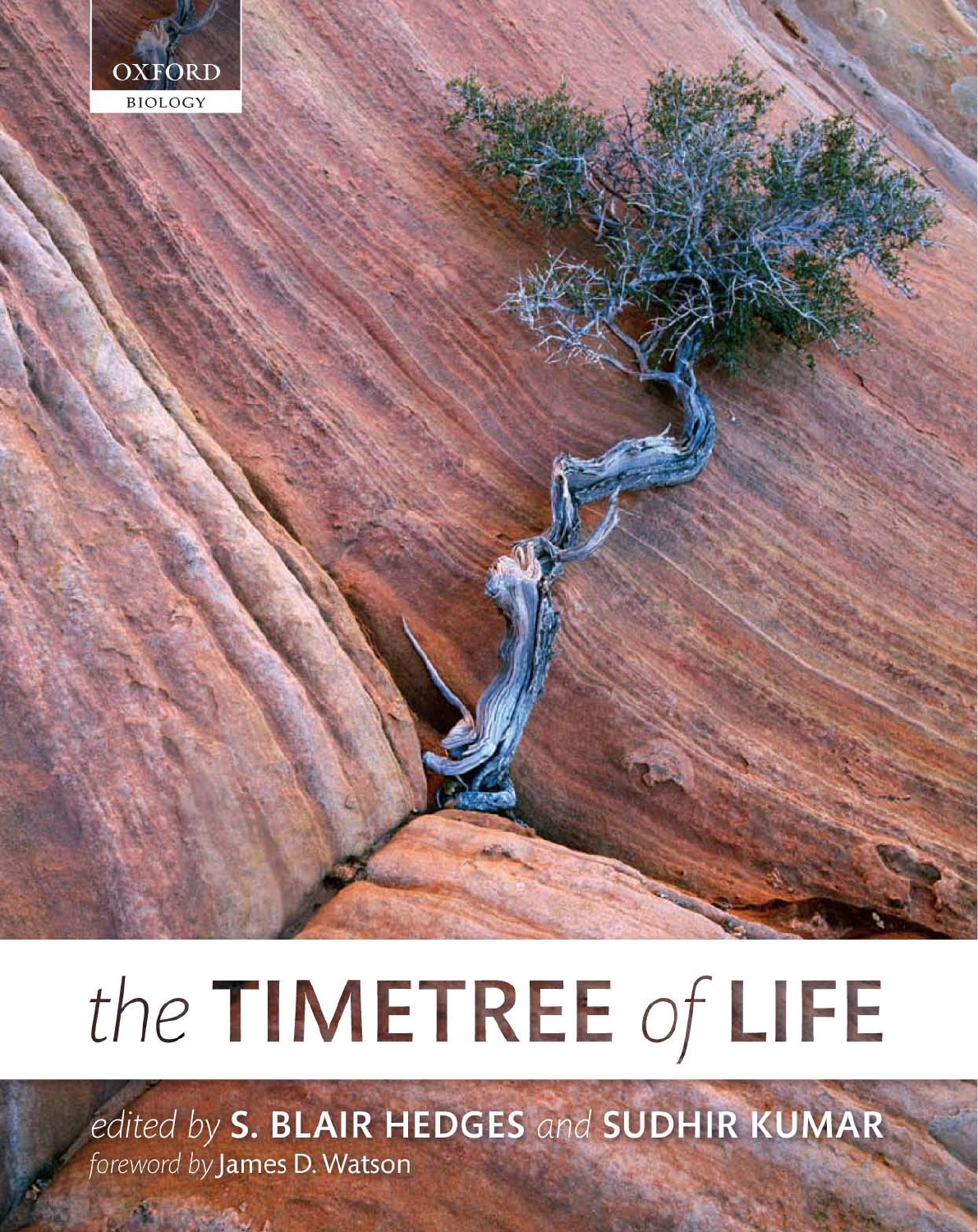OXFORD

BIOLOGY

# the TIMETREE of LIFE

*edited by* **S. BLAIR HEDGES** *and* **SUDHIR KUMAR**

*foreword by* James D. Watson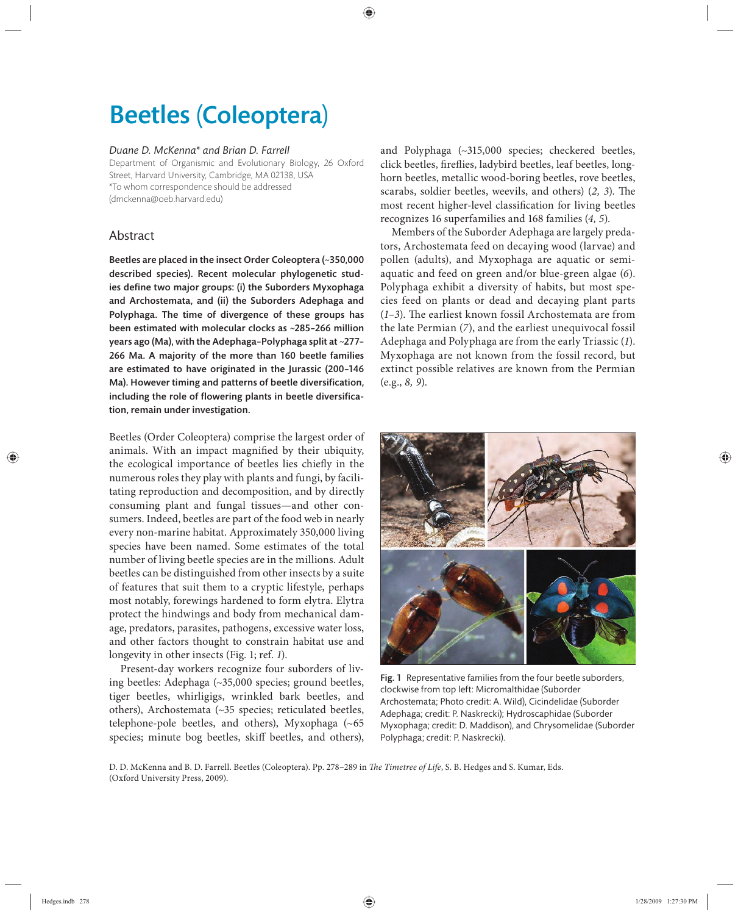# Beetles (Coleoptera)

*Duane D. McKenna\* and Brian D. Farrell*

Department of Organismic and Evolutionary Biology, 26 Oxford Street, Harvard University, Cambridge, MA 02138, USA
\*To whom correspondence should be addressed (dmckenna@oeb.harvard.edu)

## Abstract

**Beetles are placed in the insect Order Coleoptera (~350,000 described species). Recent molecular phylogenetic studies define two major groups: (i) the Suborders Myxophaga and Archostemata, and (ii) the Suborders Adephaga and Polyphaga. The time of divergence of these groups has been estimated with molecular clocks as ~285–266 million years ago (Ma), with the Adephaga–Polyphaga split at ~277–266 Ma. A majority of the more than 160 beetle families are estimated to have originated in the Jurassic (200–146 Ma). However timing and patterns of beetle diversification, including the role of flowering plants in beetle diversification, remain under investigation.**

Beetles (Order Coleoptera) comprise the largest order of animals. With an impact magnified by their ubiquity, the ecological importance of beetles lies chiefly in the numerous roles they play with plants and fungi, by facilitating reproduction and decomposition, and by directly consuming plant and fungal tissues—and other consumers. Indeed, beetles are part of the food web in nearly every non-marine habitat. Approximately 350,000 living species have been named. Some estimates of the total number of living beetle species are in the millions. Adult beetles can be distinguished from other insects by a suite of features that suit them to a cryptic lifestyle, perhaps most notably, forewings hardened to form elytra. Elytra protect the hindwings and body from mechanical damage, predators, parasites, pathogens, excessive water loss, and other factors thought to constrain habitat use and longevity in other insects (Fig. 1; ref. *1*).

Present-day workers recognize four suborders of living beetles: Adephaga (~35,000 species; ground beetles, tiger beetles, whirligigs, wrinkled bark beetles, and others), Archostemata (~35 species; reticulated beetles, telephone-pole beetles, and others), Myxophaga (~65 species; minute bog beetles, skiff beetles, and others), and Polyphaga (~315,000 species; checkered beetles, click beetles, fireflies, ladybird beetles, leaf beetles, longhorn beetles, metallic wood-boring beetles, rove beetles, scarabs, soldier beetles, weevils, and others) (*2, 3*). The most recent higher-level classification for living beetles recognizes 16 superfamilies and 168 families (*4, 5*).

Members of the Suborder Adephaga are largely predators, Archostemata feed on decaying wood (larvae) and pollen (adults), and Myxophaga are aquatic or semi-aquatic and feed on green and/or blue-green algae (*6*). Polyphaga exhibit a diversity of habits, but most species feed on plants or dead and decaying plant parts (*1–3*). The earliest known fossil Archostemata are from the late Permian (*7*), and the earliest unequivocal fossil Adephaga and Polyphaga are from the early Triassic (*1*). Myxophaga are not known from the fossil record, but extinct possible relatives are known from the Permian (e.g., *8, 9*).

**Fig. 1** Representative families from the four beetle suborders, clockwise from top left: Micromalthidae (Suborder Archostemata; Photo credit: A. Wild), Cicindelidae (Suborder Adephaga; credit: P. Naskrecki); Hydroscaphidae (Suborder Myxophaga; credit: D. Maddison), and Chrysomelidae (Suborder Polyphaga; credit: P. Naskrecki).

D. D. McKenna and B. D. Farrell. Beetles (Coleoptera). Pp. 278–289 in *The Timetree of Life*, S. B. Hedges and S. Kumar, Eds. (Oxford University Press, 2009).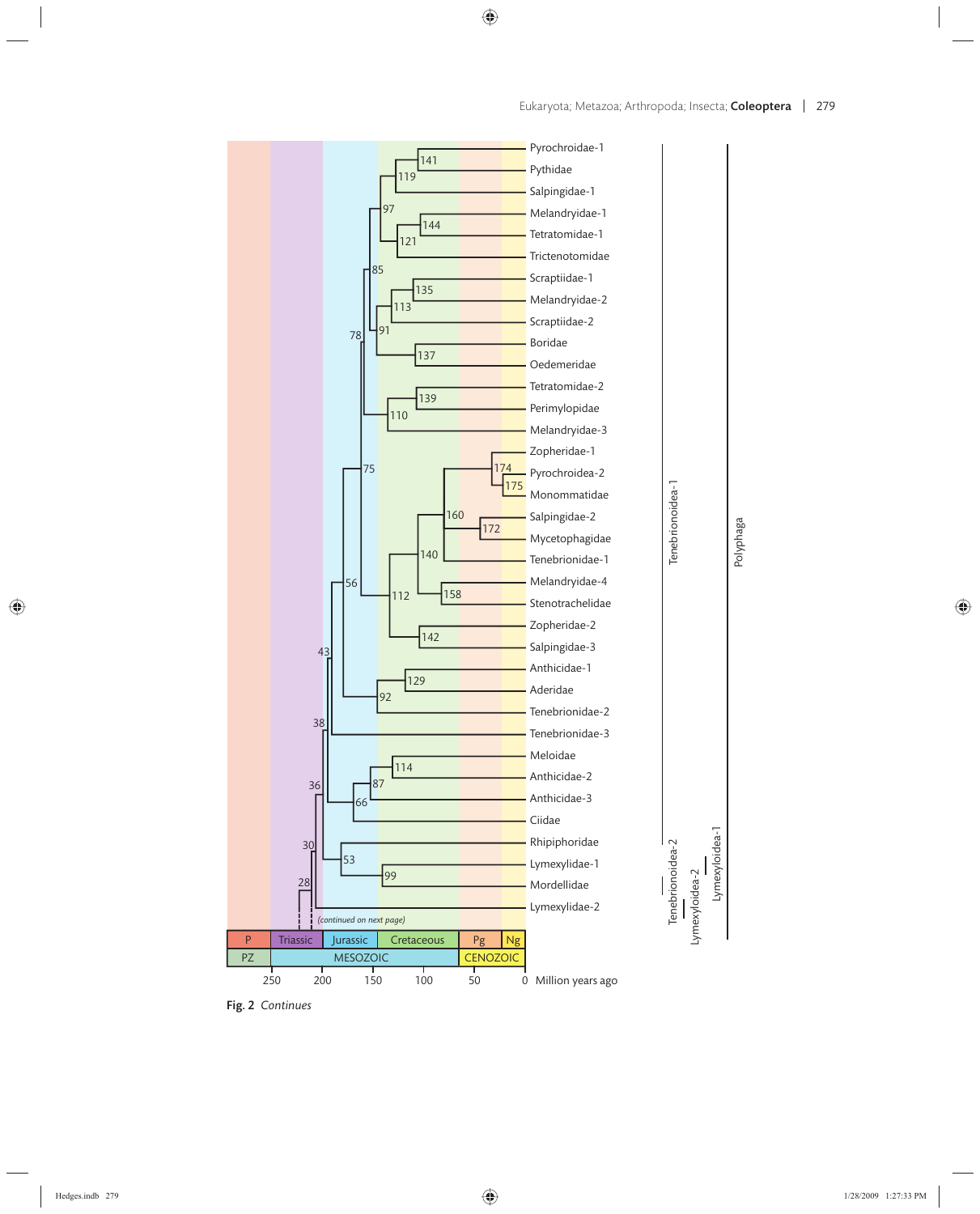Fig. 2 *Continues*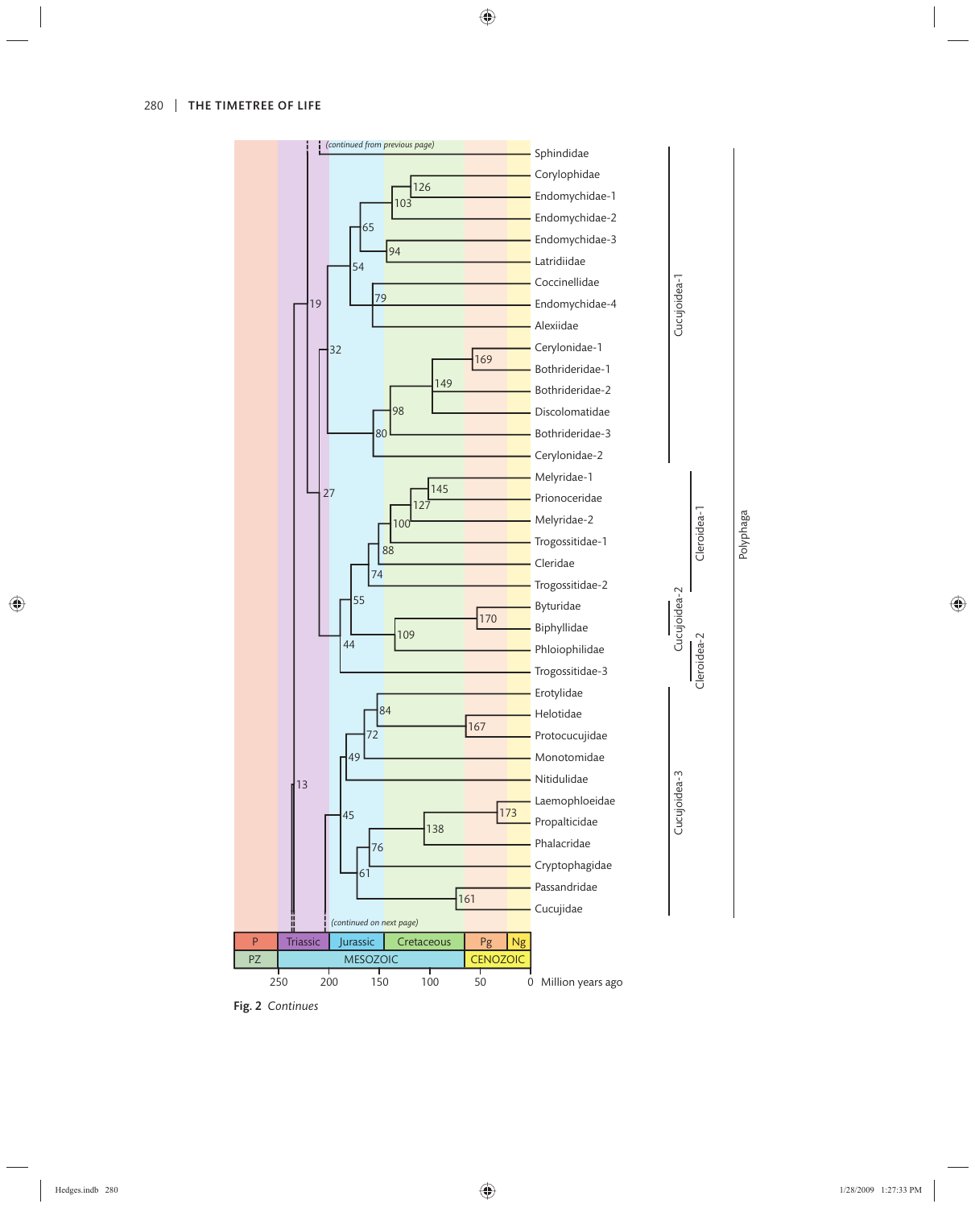Fig. 2 *Continues*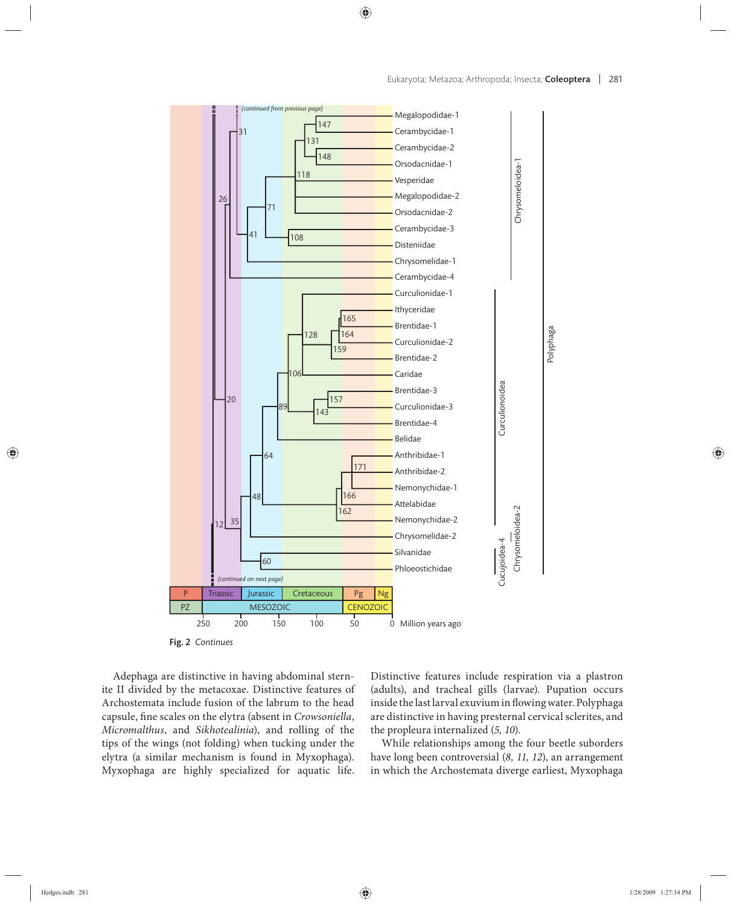Fig. 2 *Continues*

Adephaga are distinctive in having abdominal sternite II divided by the metacoxae. Distinctive features of Archostemata include fusion of the labrum to the head capsule, fine scales on the elytra (absent in *Crowsoniella*, *Micromalthus*, and *Sikhotealinia*), and rolling of the tips of the wings (not folding) when tucking under the elytra (a similar mechanism is found in Myxophaga). Myxophaga are highly specialized for aquatic life. Distinctive features include respiration via a plastron (adults), and tracheal gills (larvae). Pupation occurs inside the last larval exuvium in flowing water. Polyphaga are distinctive in having presternal cervical sclerites, and the propleura internalized (*5, 10*).

While relationships among the four beetle suborders have long been controversial (*8, 11, 12*), an arrangement in which the Archostemata diverge earliest, Myxophaga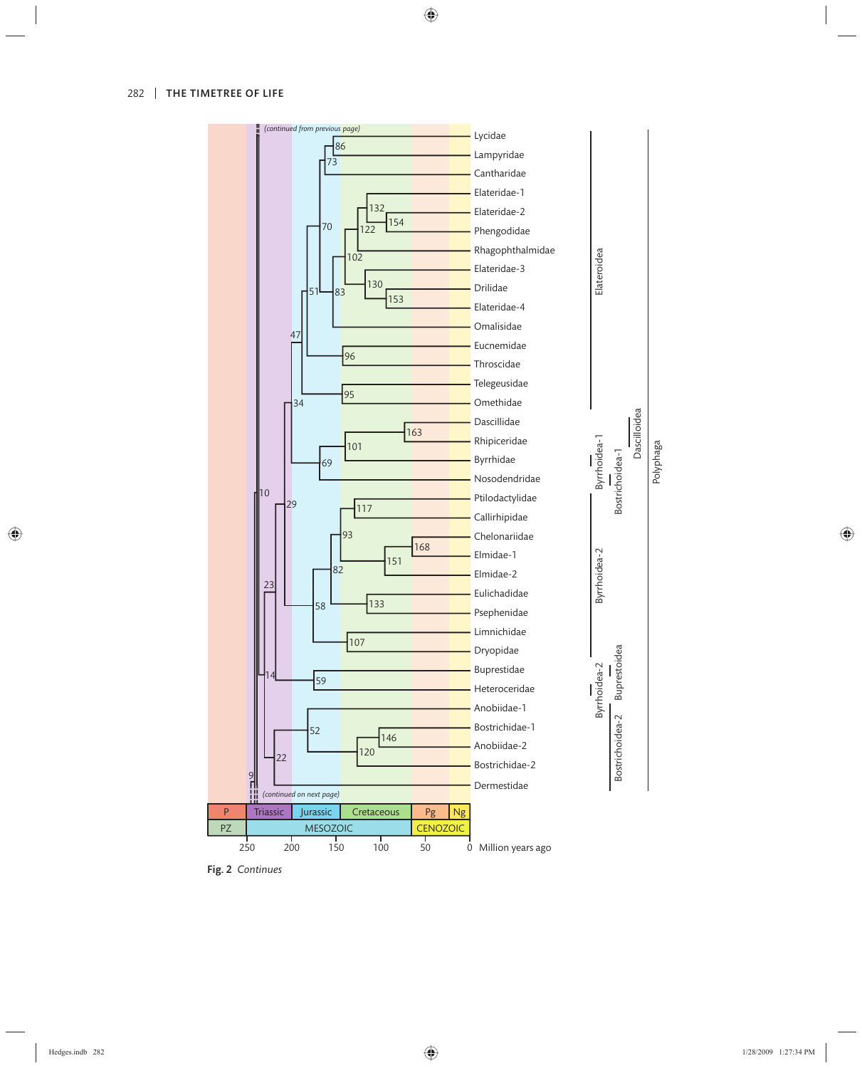Fig. 2 *Continues*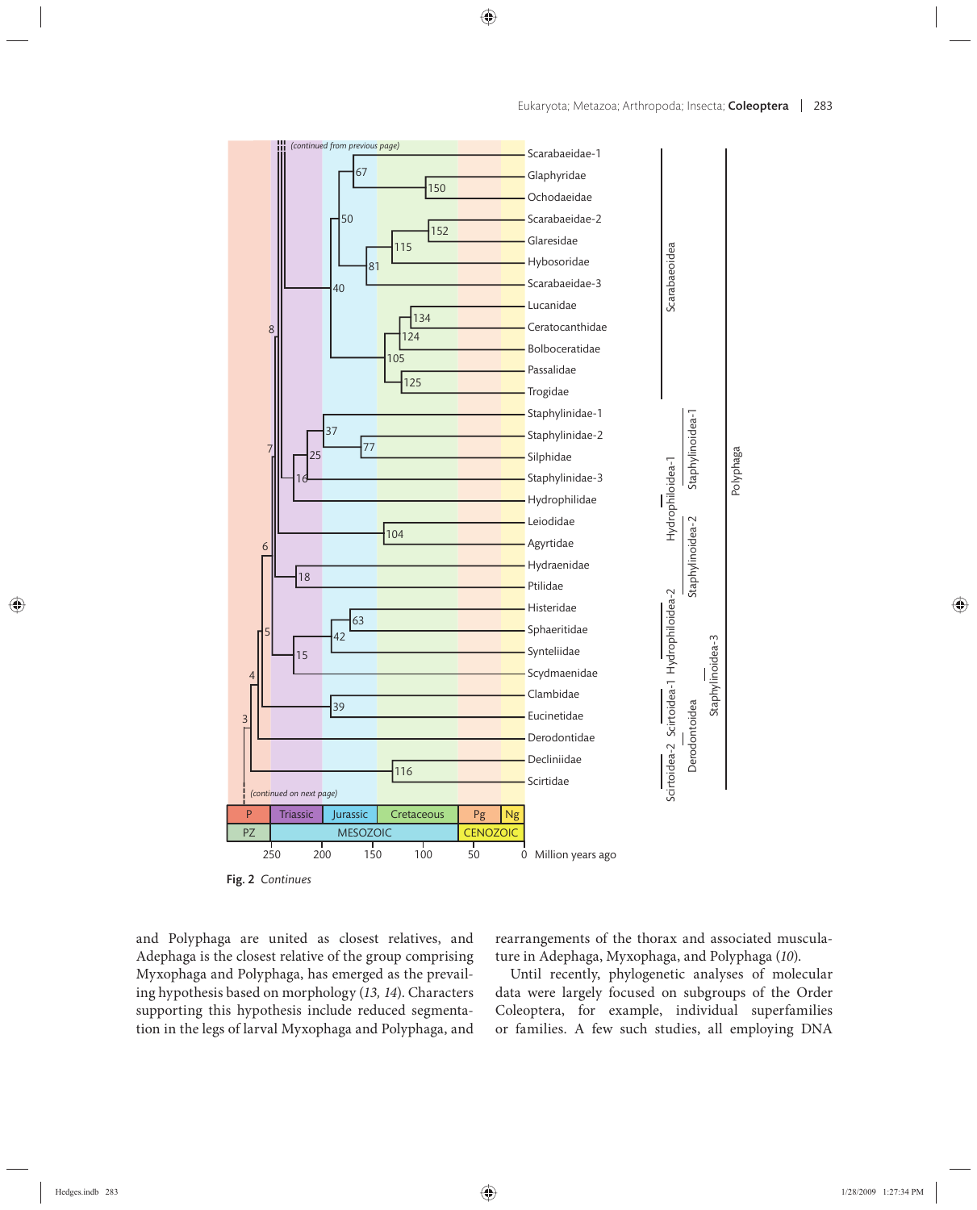Fig. 2 *Continues*

and Polyphaga are united as closest relatives, and Adephaga is the closest relative of the group comprising Myxophaga and Polyphaga, has emerged as the prevailing hypothesis based on morphology (*13, 14*). Characters supporting this hypothesis include reduced segmentation in the legs of larval Myxophaga and Polyphaga, and rearrangements of the thorax and associated musculature in Adephaga, Myxophaga, and Polyphaga (*10*).

Until recently, phylogenetic analyses of molecular data were largely focused on subgroups of the Order Coleoptera, for example, individual superfamilies or families. A few such studies, all employing DNA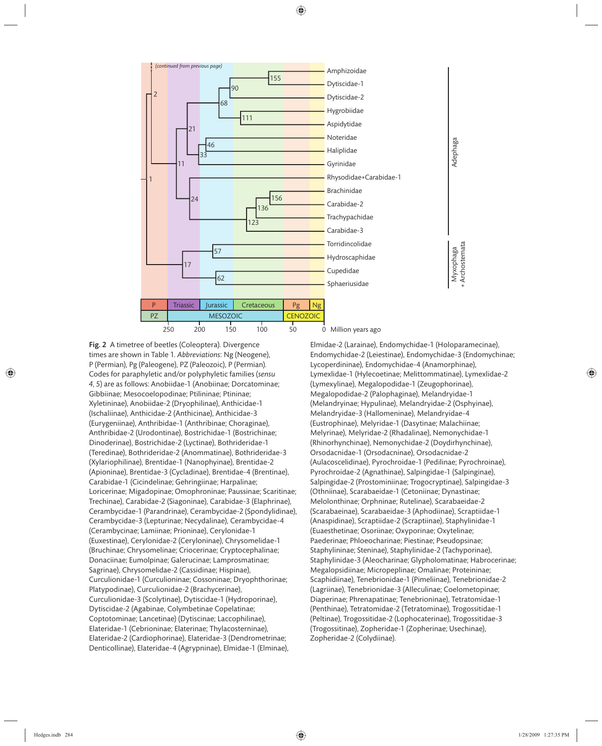**Fig. 2** A timetree of beetles (Coleoptera). Divergence times are shown in Table 1. *Abbreviations*: Ng (Neogene), P (Permian), Pg (Paleogene), PZ (Paleozoic), P (Permian). Codes for paraphyletic and/or polyphyletic families (*sensu* 4, 5) are as follows: Anobiidae-1 (Anobiinae; Dorcatominae; Gibbiinae; Mesocoelopodinae; Ptilininae; Ptininae; Xyletininae), Anobiidae-2 (Dryophilinae), Anthicidae-1 (Ischaliinae), Anthicidae-2 (Anthicinae), Anthicidae-3 (Eurygeniinae), Anthribidae-1 (Anthribinae; Choraginae), Anthribidae-2 (Urodontinae), Bostrichidae-1 (Bostrichinae; Dinoderinae), Bostrichidae-2 (Lyctinae), Bothrideridae-1 (Teredinae), Bothrideridae-2 (Anommatinae), Bothrideridae-3 (Xylariophilinae), Brentidae-1 (Nanophyinae), Brentidae-2 (Apioninae), Brentidae-3 (Cycladinae), Brentidae-4 (Brentinae), Carabidae-1 (Cicindelinae; Gehringiinae; Harpalinae; Loricerinae; Migadopinae; Omophroninae; Paussinae; Scaritinae; Trechinae), Carabidae-2 (Siagoninae), Carabidae-3 (Elaphrinae), Cerambycidae-1 (Parandrinae), Cerambycidae-2 (Spondylidinae), Cerambycidae-3 (Lepturinae; Necydalinae), Cerambycidae-4 (Cerambycinae; Lamiinae; Prioninae), Cerylonidae-1 (Euxestinae), Cerylonidae-2 (Ceryloninae), Chrysomelidae-1 (Bruchinae; Chrysomelinae; Criocerinae; Cryptocephalinae; Donaciinae; Eumolpinae; Galerucinae; Lamprosomatinae; Sagrinae), Chrysomelidae-2 (Cassidinae; Hispinae), Curculionidae-1 (Curculioninae; Cossoninae; Dryophthorinae; Platypodinae), Curculionidae-2 (Brachycerinae), Curculionidae-3 (Scolytinae), Dytiscidae-1 (Hydroporinae), Dytiscidae-2 (Agabinae, Colymbetinae Copelatinae; Coptotominae; Lancetinae) (Dytiscinae; Laccophilinae), Elateridae-1 (Cebrioninae; Elaterinae; Thylacosterninae), Elateridae-2 (Cardiophorinae), Elateridae-3 (Dendrometrinae; Denticollinae), Elateridae-4 (Agrypninae), Elmidae-1 (Elminae), Elmidae-2 (Larainae), Endomychidae-1 (Holoparamecinae), Endomychidae-2 (Leiestinae), Endomychidae-3 (Endomychinae; Lycoperdininae), Endomychidae-4 (Anamorphinae), Lymexlidae-1 (Hylecoetinae; Melittommatinae), Lymexlidae-2 (Lymexylinae), Megalopodidae-1 (Zeugophorinae), Megalopodidae-2 (Palophaginae), Melandryidae-1 (Melandryinae; Hypulinae), Melandryidae-2 (Osphyinae), Melandryidae-3 (Hallomeninae), Melandryidae-4 (Eustrophinae), Melyridae-1 (Dasytinae; Malachiinae; Melyrinae), Melyridae-2 (Rhadalinae), Nemonychidae-1 (Rhinorhynchinae), Nemonychidae-2 (Doydirhynchinae), Orsodacnidae-1 (Orsodacninae), Orsodacnidae-2 (Aulacoscelidinae), Pyrochroidae-1 (Pedilinae; Pyrochroinae), Pyrochroidae-2 (Agnathinae), Salpingidae-1 (Salpinginae), Salpingidae-2 (Prostominiinae; Trogocryptinae), Salpingidae-3 (Othniinae), Scarabaeidae-1 (Cetoniinae; Dynastinae; Melolonthinae; Orphninae; Rutelinae), Scarabaeidae-2 (Scarabaeinae), Scarabaeidae-3 (Aphodiinae), Scraptiidae-1 (Anaspidinae), Scraptiidae-2 (Scraptiinae), Staphylinidae-1 (Euaesthetinae; Osoriinae; Oxyporinae; Oxytelinae; Paederinae; Phloeocharinae; Piestinae; Pseudopsinae; Staphylininae; Steninae), Staphylinidae-2 (Tachyporinae), Staphylinidae-3 (Aleocharinae; Glypholomatinae; Habrocerinae; Megalopsidiinae; Micropeplinae; Omalinae; Proteininae; Scaphidiinae), Tenebrionidae-1 (Pimeliinae), Tenebrionidae-2 (Lagriinae), Tenebrionidae-3 (Alleculinae; Coelometopinae; Diaperinae; Phrenapatinae; Tenebrioninae), Tetratomidae-1 (Penthinae), Tetratomidae-2 (Tetratominae), Trogossitidae-1 (Peltinae), Trogossitidae-2 (Lophocaterinae), Trogossitidae-3 (Trogossitinae), Zopheridae-1 (Zopherinae; Usechinae), Zopheridae-2 (Colydiinae).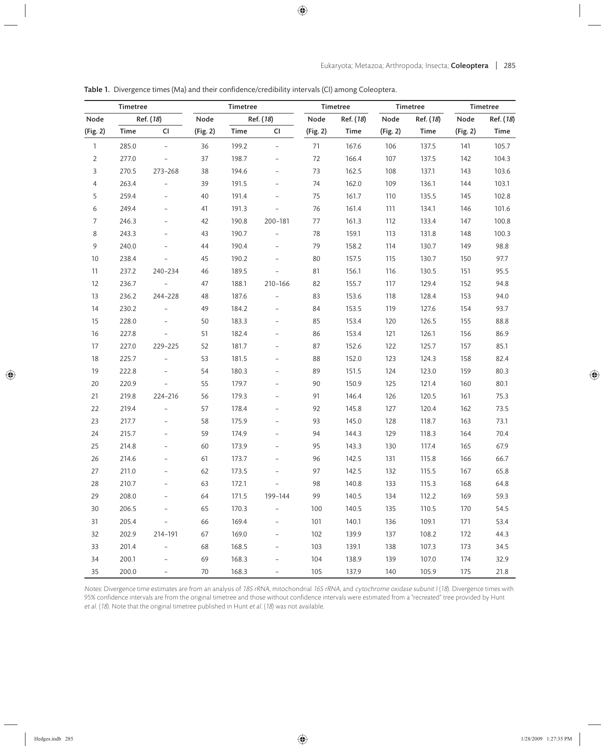**Table 1.** Divergence times (Ma) and their confidence/credibility intervals (CI) among Coleoptera.

| Timetree | | | Timetree | | | Timetree | | Timetree | | Timetree | |
|---|---|---|---|---|---|---|---|---|---|---|---|
| Node | Ref. (*18*) | | Node | Ref. (*18*) | | Node | Ref. (*18*) | Node | Ref. (*18*) | Node | Ref. (*18*) |
| (Fig. 2) | Time | CI | (Fig. 2) | Time | CI | (Fig. 2) | Time | (Fig. 2) | Time | (Fig. 2) | Time |
| 1 | 285.0 | – | 36 | 199.2 | – | 71 | 167.6 | 106 | 137.5 | 141 | 105.7 |
| 2 | 277.0 | – | 37 | 198.7 | – | 72 | 166.4 | 107 | 137.5 | 142 | 104.3 |
| 3 | 270.5 | 273–268 | 38 | 194.6 | – | 73 | 162.5 | 108 | 137.1 | 143 | 103.6 |
| 4 | 263.4 | – | 39 | 191.5 | – | 74 | 162.0 | 109 | 136.1 | 144 | 103.1 |
| 5 | 259.4 | – | 40 | 191.4 | – | 75 | 161.7 | 110 | 135.5 | 145 | 102.8 |
| 6 | 249.4 | – | 41 | 191.3 | – | 76 | 161.4 | 111 | 134.1 | 146 | 101.6 |
| 7 | 246.3 | – | 42 | 190.8 | 200–181 | 77 | 161.3 | 112 | 133.4 | 147 | 100.8 |
| 8 | 243.3 | – | 43 | 190.7 | – | 78 | 159.1 | 113 | 131.8 | 148 | 100.3 |
| 9 | 240.0 | – | 44 | 190.4 | – | 79 | 158.2 | 114 | 130.7 | 149 | 98.8 |
| 10 | 238.4 | – | 45 | 190.2 | – | 80 | 157.5 | 115 | 130.7 | 150 | 97.7 |
| 11 | 237.2 | 240–234 | 46 | 189.5 | – | 81 | 156.1 | 116 | 130.5 | 151 | 95.5 |
| 12 | 236.7 | – | 47 | 188.1 | 210–166 | 82 | 155.7 | 117 | 129.4 | 152 | 94.8 |
| 13 | 236.2 | 244–228 | 48 | 187.6 | – | 83 | 153.6 | 118 | 128.4 | 153 | 94.0 |
| 14 | 230.2 | – | 49 | 184.2 | – | 84 | 153.5 | 119 | 127.6 | 154 | 93.7 |
| 15 | 228.0 | – | 50 | 183.3 | – | 85 | 153.4 | 120 | 126.5 | 155 | 88.8 |
| 16 | 227.8 | – | 51 | 182.4 | – | 86 | 153.4 | 121 | 126.1 | 156 | 86.9 |
| 17 | 227.0 | 229–225 | 52 | 181.7 | – | 87 | 152.6 | 122 | 125.7 | 157 | 85.1 |
| 18 | 225.7 | – | 53 | 181.5 | – | 88 | 152.0 | 123 | 124.3 | 158 | 82.4 |
| 19 | 222.8 | – | 54 | 180.3 | – | 89 | 151.5 | 124 | 123.0 | 159 | 80.3 |
| 20 | 220.9 | – | 55 | 179.7 | – | 90 | 150.9 | 125 | 121.4 | 160 | 80.1 |
| 21 | 219.8 | 224–216 | 56 | 179.3 | – | 91 | 146.4 | 126 | 120.5 | 161 | 75.3 |
| 22 | 219.4 | – | 57 | 178.4 | – | 92 | 145.8 | 127 | 120.4 | 162 | 73.5 |
| 23 | 217.7 | – | 58 | 175.9 | – | 93 | 145.0 | 128 | 118.7 | 163 | 73.1 |
| 24 | 215.7 | – | 59 | 174.9 | – | 94 | 144.3 | 129 | 118.3 | 164 | 70.4 |
| 25 | 214.8 | – | 60 | 173.9 | – | 95 | 143.3 | 130 | 117.4 | 165 | 67.9 |
| 26 | 214.6 | – | 61 | 173.7 | – | 96 | 142.5 | 131 | 115.8 | 166 | 66.7 |
| 27 | 211.0 | – | 62 | 173.5 | – | 97 | 142.5 | 132 | 115.5 | 167 | 65.8 |
| 28 | 210.7 | – | 63 | 172.1 | – | 98 | 140.8 | 133 | 115.3 | 168 | 64.8 |
| 29 | 208.0 | – | 64 | 171.5 | 199–144 | 99 | 140.5 | 134 | 112.2 | 169 | 59.3 |
| 30 | 206.5 | – | 65 | 170.3 | – | 100 | 140.5 | 135 | 110.5 | 170 | 54.5 |
| 31 | 205.4 | – | 66 | 169.4 | – | 101 | 140.1 | 136 | 109.1 | 171 | 53.4 |
| 32 | 202.9 | 214–191 | 67 | 169.0 | – | 102 | 139.9 | 137 | 108.2 | 172 | 44.3 |
| 33 | 201.4 | – | 68 | 168.5 | – | 103 | 139.1 | 138 | 107.3 | 173 | 34.5 |
| 34 | 200.1 | – | 69 | 168.3 | – | 104 | 138.9 | 139 | 107.0 | 174 | 32.9 |
| 35 | 200.0 | – | 70 | 168.3 | – | 105 | 137.9 | 140 | 105.9 | 175 | 21.8 |

*Notes*: Divergence time estimates are from an analysis of *18S rRNA*, mitochondrial *16S rRNA*, and *cytochrome oxidase subunit I* (*18*). Divergence times with 95% confidence intervals are from the original timetree and those without confidence intervals were estimated from a "recreated" tree provided by Hunt *et al.* (*18*). Note that the original timetree published in Hunt *et al.* (*18*) was not available.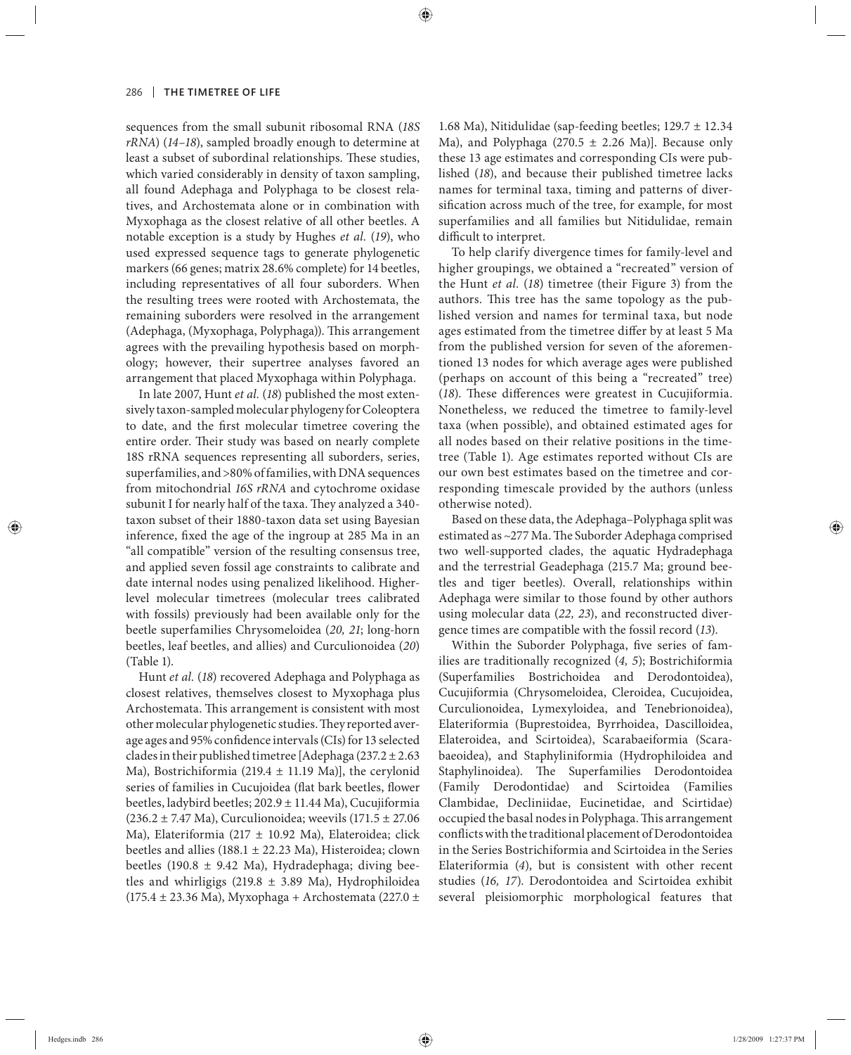sequences from the small subunit ribosomal RNA (*18S rRNA*) (*14–18*), sampled broadly enough to determine at least a subset of subordinal relationships. These studies, which varied considerably in density of taxon sampling, all found Adephaga and Polyphaga to be closest relatives, and Archostemata alone or in combination with Myxophaga as the closest relative of all other beetles. A notable exception is a study by Hughes *et al.* (*19*), who used expressed sequence tags to generate phylogenetic markers (66 genes; matrix 28.6% complete) for 14 beetles, including representatives of all four suborders. When the resulting trees were rooted with Archostemata, the remaining suborders were resolved in the arrangement (Adephaga, (Myxophaga, Polyphaga)). This arrangement agrees with the prevailing hypothesis based on morphology; however, their supertree analyses favored an arrangement that placed Myxophaga within Polyphaga.

In late 2007, Hunt *et al.* (*18*) published the most extensively taxon-sampled molecular phylogeny for Coleoptera to date, and the first molecular timetree covering the entire order. Their study was based on nearly complete 18S rRNA sequences representing all suborders, series, superfamilies, and >80% of families, with DNA sequences from mitochondrial *16S rRNA* and cytochrome oxidase subunit I for nearly half of the taxa. They analyzed a 340-taxon subset of their 1880-taxon data set using Bayesian inference, fixed the age of the ingroup at 285 Ma in an "all compatible" version of the resulting consensus tree, and applied seven fossil age constraints to calibrate and date internal nodes using penalized likelihood. Higher-level molecular timetrees (molecular trees calibrated with fossils) previously had been available only for the beetle superfamilies Chrysomeloidea (*20, 21*; long-horn beetles, leaf beetles, and allies) and Curculionoidea (*20*) (Table 1).

Hunt *et al.* (*18*) recovered Adephaga and Polyphaga as closest relatives, themselves closest to Myxophaga plus Archostemata. This arrangement is consistent with most other molecular phylogenetic studies. They reported average ages and 95% confidence intervals (CIs) for 13 selected clades in their published timetree [Adephaga (237.2 ± 2.63 Ma), Bostrichiformia (219.4 ± 11.19 Ma)], the cerylonid series of families in Cucujoidea (flat bark beetles, flower beetles, ladybird beetles; 202.9 ± 11.44 Ma), Cucujiformia (236.2 ± 7.47 Ma), Curculionoidea; weevils (171.5 ± 27.06 Ma), Elateriformia (217 ± 10.92 Ma), Elateroidea; click beetles and allies (188.1 ± 22.23 Ma), Histeroidea; clown beetles (190.8 ± 9.42 Ma), Hydradephaga; diving beetles and whirligigs (219.8 ± 3.89 Ma), Hydrophiloidea (175.4 ± 23.36 Ma), Myxophaga + Archostemata (227.0 ± 1.68 Ma), Nitidulidae (sap-feeding beetles; 129.7 ± 12.34 Ma), and Polyphaga (270.5 ± 2.26 Ma)]. Because only these 13 age estimates and corresponding CIs were published (*18*), and because their published timetree lacks names for terminal taxa, timing and patterns of diversification across much of the tree, for example, for most superfamilies and all families but Nitidulidae, remain difficult to interpret.

To help clarify divergence times for family-level and higher groupings, we obtained a "recreated" version of the Hunt *et al.* (*18*) timetree (their Figure 3) from the authors. This tree has the same topology as the published version and names for terminal taxa, but node ages estimated from the timetree differ by at least 5 Ma from the published version for seven of the aforementioned 13 nodes for which average ages were published (perhaps on account of this being a "recreated" tree) (*18*). These differences were greatest in Cucujiformia. Nonetheless, we reduced the timetree to family-level taxa (when possible), and obtained estimated ages for all nodes based on their relative positions in the timetree (Table 1). Age estimates reported without CIs are our own best estimates based on the timetree and corresponding timescale provided by the authors (unless otherwise noted).

Based on these data, the Adephaga–Polyphaga split was estimated as ~277 Ma. The Suborder Adephaga comprised two well-supported clades, the aquatic Hydradephaga and the terrestrial Geadephaga (215.7 Ma; ground beetles and tiger beetles). Overall, relationships within Adephaga were similar to those found by other authors using molecular data (*22, 23*), and reconstructed divergence times are compatible with the fossil record (*13*).

Within the Suborder Polyphaga, five series of families are traditionally recognized (*4, 5*); Bostrichiformia (Superfamilies Bostrichoidea and Derodontoidea), Cucujiformia (Chrysomeloidea, Cleroidea, Cucujoidea, Curculionoidea, Lymexyloidea, and Tenebrionoidea), Elateriformia (Buprestoidea, Byrrhoidea, Dascilloidea, Elateroidea, and Scirtoidea), Scarabaeiformia (Scarabaeoidea), and Staphyliniformia (Hydrophiloidea and Staphylinoidea). The Superfamilies Derodontoidea (Family Derodontidae) and Scirtoidea (Families Clambidae, Decliniidae, Eucinetidae, and Scirtidae) occupied the basal nodes in Polyphaga. This arrangement conflicts with the traditional placement of Derodontoidea in the Series Bostrichiformia and Scirtoidea in the Series Elateriformia (*4*), but is consistent with other recent studies (*16, 17*). Derodontoidea and Scirtoidea exhibit several pleisiomorphic morphological features that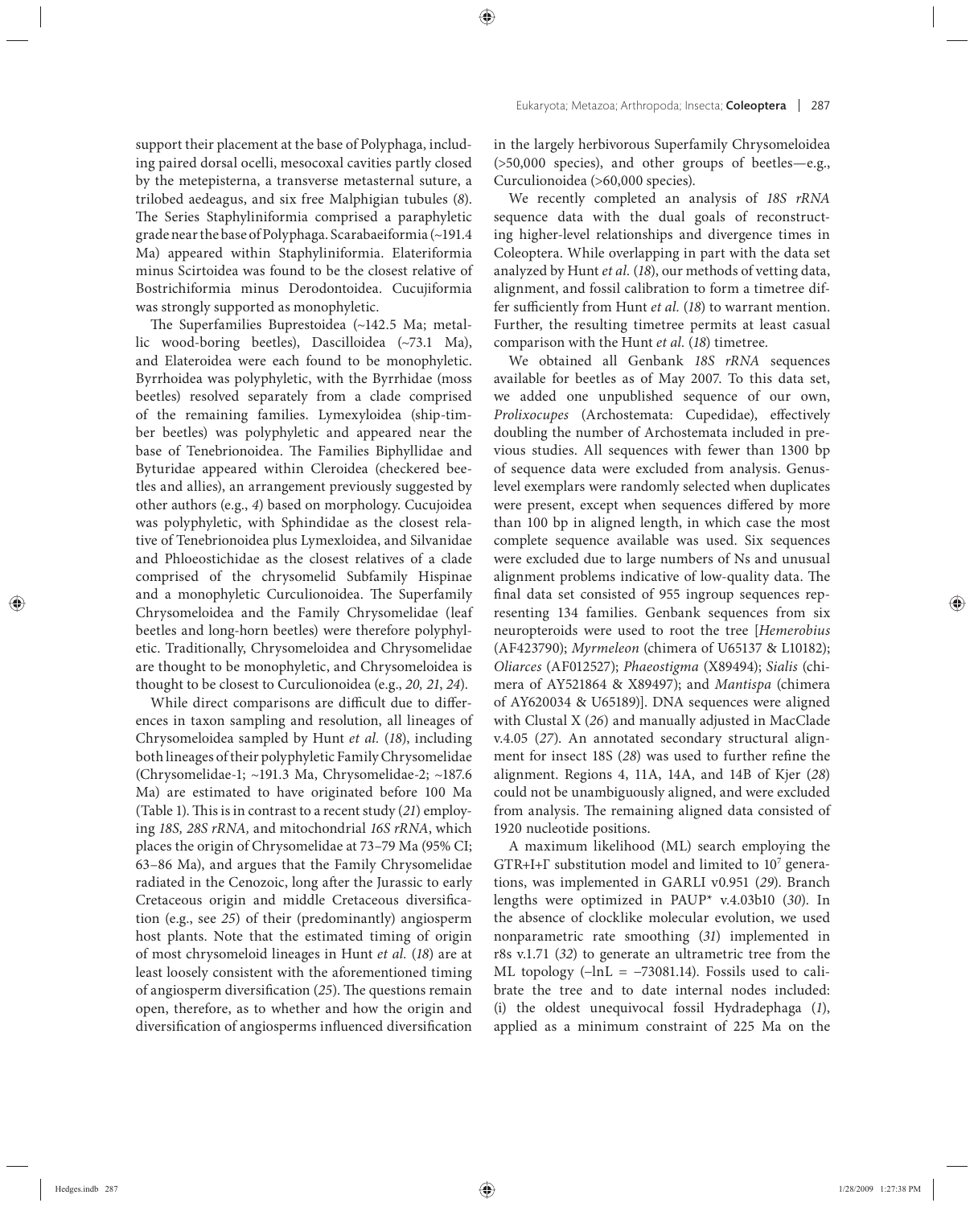support their placement at the base of Polyphaga, including paired dorsal ocelli, mesocoxal cavities partly closed by the metepisterna, a transverse metasternal suture, a trilobed aedeagus, and six free Malphigian tubules (*8*). The Series Staphyliniformia comprised a paraphyletic grade near the base of Polyphaga. Scarabaeiformia (~191.4 Ma) appeared within Staphyliniformia. Elateriformia minus Scirtoidea was found to be the closest relative of Bostrichiformia minus Derodontoidea. Cucujiformia was strongly supported as monophyletic.

The Superfamilies Buprestoidea (~142.5 Ma; metallic wood-boring beetles), Dascilloidea (~73.1 Ma), and Elateroidea were each found to be monophyletic. Byrrhoidea was polyphyletic, with the Byrrhidae (moss beetles) resolved separately from a clade comprised of the remaining families. Lymexyloidea (ship-timber beetles) was polyphyletic and appeared near the base of Tenebrionoidea. The Families Biphyllidae and Byturidae appeared within Cleroidea (checkered beetles and allies), an arrangement previously suggested by other authors (e.g., *4*) based on morphology. Cucujoidea was polyphyletic, with Sphindidae as the closest relative of Tenebrionoidea plus Lymexloidea, and Silvanidae and Phloeostichidae as the closest relatives of a clade comprised of the chrysomelid Subfamily Hispinae and a monophyletic Curculionoidea. The Superfamily Chrysomeloidea and the Family Chrysomelidae (leaf beetles and long-horn beetles) were therefore polyphyletic. Traditionally, Chrysomeloidea and Chrysomelidae are thought to be monophyletic, and Chrysomeloidea is thought to be closest to Curculionoidea (e.g., *20, 21*, *24*).

While direct comparisons are difficult due to differences in taxon sampling and resolution, all lineages of Chrysomeloidea sampled by Hunt *et al.* (*18*), including both lineages of their polyphyletic Family Chrysomelidae (Chrysomelidae-1; ~191.3 Ma, Chrysomelidae-2; ~187.6 Ma) are estimated to have originated before 100 Ma (Table 1). This is in contrast to a recent study (*21*) employing *18S, 28S rRNA,* and mitochondrial *16S rRNA*, which places the origin of Chrysomelidae at 73–79 Ma (95% CI; 63–86 Ma), and argues that the Family Chrysomelidae radiated in the Cenozoic, long after the Jurassic to early Cretaceous origin and middle Cretaceous diversification (e.g., see *25*) of their (predominantly) angiosperm host plants. Note that the estimated timing of origin of most chrysomeloid lineages in Hunt *et al.* (*18*) are at least loosely consistent with the aforementioned timing of angiosperm diversification (*25*). The questions remain open, therefore, as to whether and how the origin and diversification of angiosperms influenced diversification in the largely herbivorous Superfamily Chrysomeloidea (>50,000 species), and other groups of beetles—e.g., Curculionoidea (>60,000 species).

We recently completed an analysis of *18S rRNA* sequence data with the dual goals of reconstructing higher-level relationships and divergence times in Coleoptera. While overlapping in part with the data set analyzed by Hunt *et al.* (*18*), our methods of vetting data, alignment, and fossil calibration to form a timetree differ sufficiently from Hunt *et al.* (*18*) to warrant mention. Further, the resulting timetree permits at least casual comparison with the Hunt *et al.* (*18*) timetree.

We obtained all Genbank *18S rRNA* sequences available for beetles as of May 2007. To this data set, we added one unpublished sequence of our own, *Prolixocupes* (Archostemata: Cupedidae), effectively doubling the number of Archostemata included in previous studies. All sequences with fewer than 1300 bp of sequence data were excluded from analysis. Genus-level exemplars were randomly selected when duplicates were present, except when sequences differed by more than 100 bp in aligned length, in which case the most complete sequence available was used. Six sequences were excluded due to large numbers of Ns and unusual alignment problems indicative of low-quality data. The final data set consisted of 955 ingroup sequences representing 134 families. Genbank sequences from six neuropteroids were used to root the tree [*Hemerobius* (AF423790); *Myrmeleon* (chimera of U65137 & L10182); *Oliarces* (AF012527); *Phaeostigma* (X89494); *Sialis* (chimera of AY521864 & X89497); and *Mantispa* (chimera of AY620034 & U65189)]. DNA sequences were aligned with Clustal X (*26*) and manually adjusted in MacClade v.4.05 (*27*). An annotated secondary structural alignment for insect 18S (*28*) was used to further refine the alignment. Regions 4, 11A, 14A, and 14B of Kjer (*28*) could not be unambiguously aligned, and were excluded from analysis. The remaining aligned data consisted of 1920 nucleotide positions.

A maximum likelihood (ML) search employing the GTR+I+Γ substitution model and limited to $10^7$ generations, was implemented in GARLI v0.951 (*29*). Branch lengths were optimized in PAUP* v.4.03b10 (*30*). In the absence of clocklike molecular evolution, we used nonparametric rate smoothing (*31*) implemented in r8s v.1.71 (*32*) to generate an ultrametric tree from the ML topology (–lnL = –73081.14). Fossils used to calibrate the tree and to date internal nodes included: (i) the oldest unequivocal fossil Hydradephaga (*1*), applied as a minimum constraint of 225 Ma on the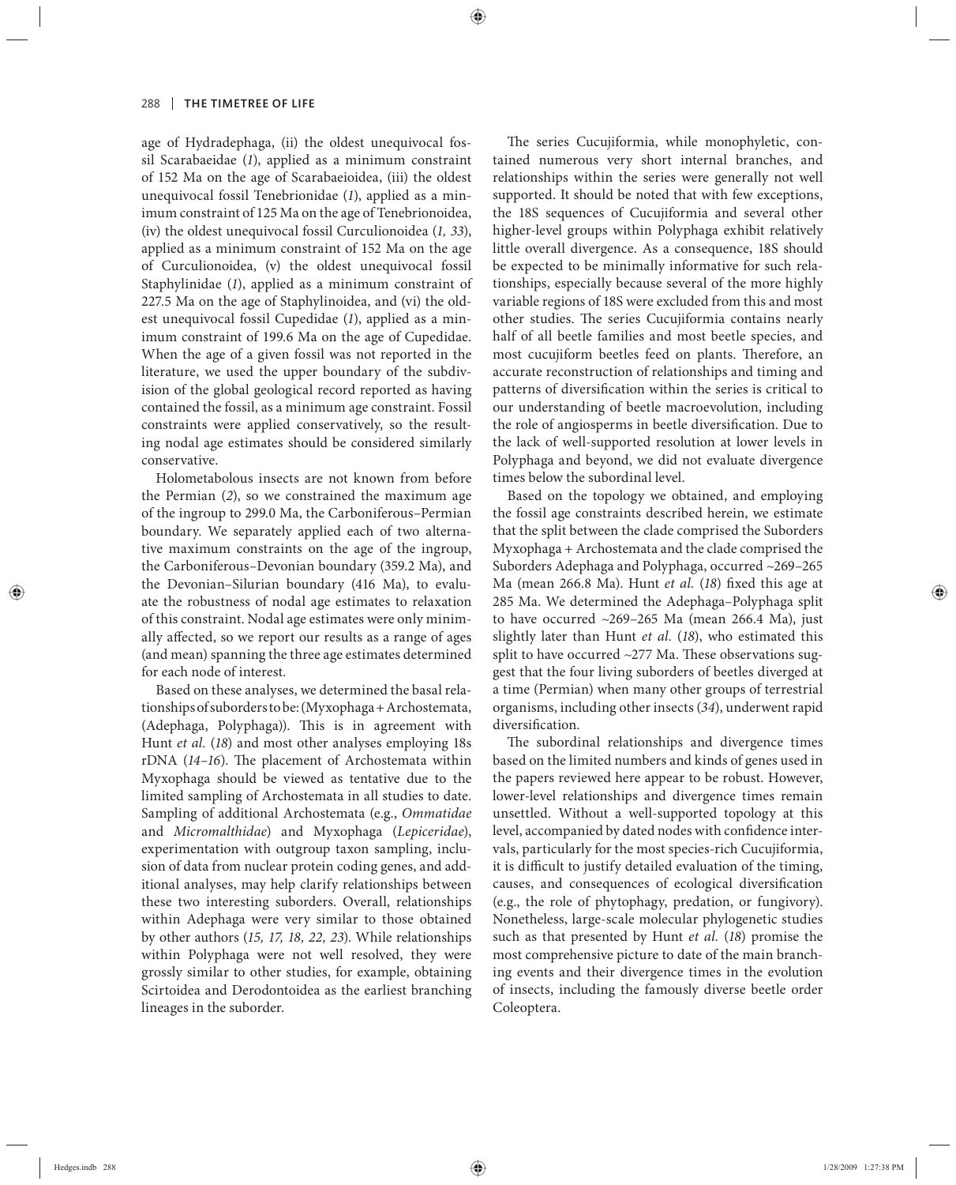age of Hydradephaga, (ii) the oldest unequivocal fossil Scarabaeidae (1), applied as a minimum constraint of 152 Ma on the age of Scarabaeioidea, (iii) the oldest unequivocal fossil Tenebrionidae (1), applied as a minimum constraint of 125 Ma on the age of Tenebrionoidea, (iv) the oldest unequivocal fossil Curculionoidea (1, 33), applied as a minimum constraint of 152 Ma on the age of Curculionoidea, (v) the oldest unequivocal fossil Staphylinidae (1), applied as a minimum constraint of 227.5 Ma on the age of Staphylinoidea, and (vi) the oldest unequivocal fossil Cupedidae (1), applied as a minimum constraint of 199.6 Ma on the age of Cupedidae. When the age of a given fossil was not reported in the literature, we used the upper boundary of the subdivision of the global geological record reported as having contained the fossil, as a minimum age constraint. Fossil constraints were applied conservatively, so the resulting nodal age estimates should be considered similarly conservative.

Holometabolous insects are not known from before the Permian (2), so we constrained the maximum age of the ingroup to 299.0 Ma, the Carboniferous–Permian boundary. We separately applied each of two alternative maximum constraints on the age of the ingroup, the Carboniferous–Devonian boundary (359.2 Ma), and the Devonian–Silurian boundary (416 Ma), to evaluate the robustness of nodal age estimates to relaxation of this constraint. Nodal age estimates were only minimally affected, so we report our results as a range of ages (and mean) spanning the three age estimates determined for each node of interest.

Based on these analyses, we determined the basal relationships of suborders to be: (Myxophaga + Archostemata, (Adephaga, Polyphaga)). This is in agreement with Hunt *et al.* (18) and most other analyses employing 18s rDNA (14–16). The placement of Archostemata within Myxophaga should be viewed as tentative due to the limited sampling of Archostemata in all studies to date. Sampling of additional Archostemata (e.g., *Ommatidae* and *Micromalthidae*) and Myxophaga (*Lepiceridae*), experimentation with outgroup taxon sampling, inclusion of data from nuclear protein coding genes, and additional analyses, may help clarify relationships between these two interesting suborders. Overall, relationships within Adephaga were very similar to those obtained by other authors (15, 17, 18, 22, 23). While relationships within Polyphaga were not well resolved, they were grossly similar to other studies, for example, obtaining Scirtoidea and Derodontoidea as the earliest branching lineages in the suborder.

The series Cucujiformia, while monophyletic, contained numerous very short internal branches, and relationships within the series were generally not well supported. It should be noted that with few exceptions, the 18S sequences of Cucujiformia and several other higher-level groups within Polyphaga exhibit relatively little overall divergence. As a consequence, 18S should be expected to be minimally informative for such relationships, especially because several of the more highly variable regions of 18S were excluded from this and most other studies. The series Cucujiformia contains nearly half of all beetle families and most beetle species, and most cucujiform beetles feed on plants. Therefore, an accurate reconstruction of relationships and timing and patterns of diversification within the series is critical to our understanding of beetle macroevolution, including the role of angiosperms in beetle diversification. Due to the lack of well-supported resolution at lower levels in Polyphaga and beyond, we did not evaluate divergence times below the subordinal level.

Based on the topology we obtained, and employing the fossil age constraints described herein, we estimate that the split between the clade comprised the Suborders Myxophaga + Archostemata and the clade comprised the Suborders Adephaga and Polyphaga, occurred ~269–265 Ma (mean 266.8 Ma). Hunt *et al.* (18) fixed this age at 285 Ma. We determined the Adephaga–Polyphaga split to have occurred ~269–265 Ma (mean 266.4 Ma), just slightly later than Hunt *et al.* (18), who estimated this split to have occurred ~277 Ma. These observations suggest that the four living suborders of beetles diverged at a time (Permian) when many other groups of terrestrial organisms, including other insects (34), underwent rapid diversification.

The subordinal relationships and divergence times based on the limited numbers and kinds of genes used in the papers reviewed here appear to be robust. However, lower-level relationships and divergence times remain unsettled. Without a well-supported topology at this level, accompanied by dated nodes with confidence intervals, particularly for the most species-rich Cucujiformia, it is difficult to justify detailed evaluation of the timing, causes, and consequences of ecological diversification (e.g., the role of phytophagy, predation, or fungivory). Nonetheless, large-scale molecular phylogenetic studies such as that presented by Hunt *et al.* (18) promise the most comprehensive picture to date of the main branching events and their divergence times in the evolution of insects, including the famously diverse beetle order Coleoptera.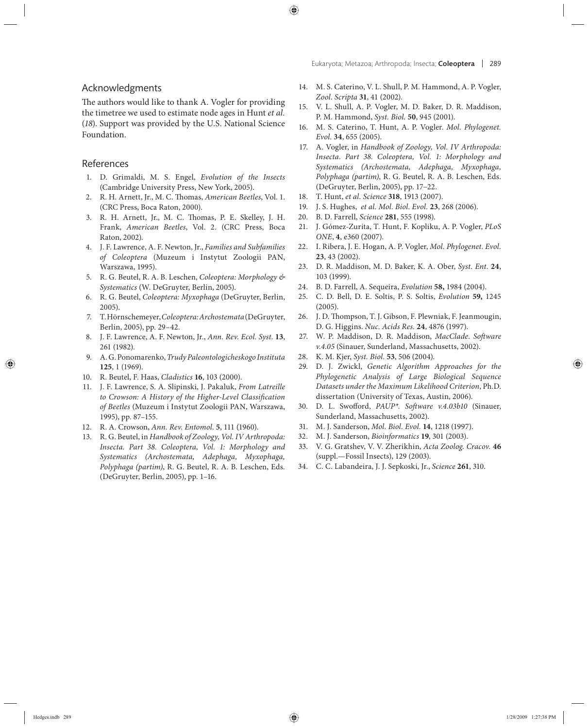## Acknowledgments

The authors would like to thank A. Vogler for providing the timetree we used to estimate node ages in Hunt *et al.* (*18*). Support was provided by the U.S. National Science Foundation.

## References

1. D. Grimaldi, M. S. Engel, *Evolution of the Insects* (Cambridge University Press, New York, 2005).
2. R. H. Arnett, Jr., M. C. Thomas, *American Beetles*, Vol. 1. (CRC Press, Boca Raton, 2000).
3. R. H. Arnett, Jr., M. C. Thomas, P. E. Skelley, J. H. Frank, *American Beetles*, Vol. 2. (CRC Press, Boca Raton, 2002).
4. J. F. Lawrence, A. F. Newton, Jr., *Families and Subfamilies of Coleoptera* (Muzeum i Instytut Zoologii PAN, Warszawa, 1995).
5. R. G. Beutel, R. A. B. Leschen, *Coleoptera: Morphology & Systematics* (W. DeGruyter, Berlin, 2005).
6. R. G. Beutel, *Coleoptera: Myxophaga* (DeGruyter, Berlin, 2005).
7. T. Hörnschemeyer, *Coleoptera: Archostemata* (DeGruyter, Berlin, 2005), pp. 29–42.
8. J. F. Lawrence, A. F. Newton, Jr., *Ann. Rev. Ecol. Syst.* **13**, 261 (1982).
9. A. G. Ponomarenko, *Trudy Paleontologicheskogo Instituta* **125**, 1 (1969).
10. R. Beutel, F. Haas, *Cladistics* **16**, 103 (2000).
11. J. F. Lawrence, S. A. Slipinski, J. Pakaluk, *From Latreille to Crowson: A History of the Higher-Level Classification of Beetles* (Muzeum i Instytut Zoologii PAN, Warszawa, 1995), pp. 87–155.
12. R. A. Crowson, *Ann. Rev. Entomol.* **5**, 111 (1960).
13. R. G. Beutel, in *Handbook of Zoology, Vol. IV Arthropoda: Insecta. Part 38. Coleoptera, Vol. 1: Morphology and Systematics (Archostemata, Adephaga, Myxophaga, Polyphaga (partim)*, R. G. Beutel, R. A. B. Leschen, Eds. (DeGruyter, Berlin, 2005), pp. 1–16.
14. M. S. Caterino, V. L. Shull, P. M. Hammond, A. P. Vogler, *Zool. Scripta* **31**, 41 (2002).
15. V. L. Shull, A. P. Vogler, M. D. Baker, D. R. Maddison, P. M. Hammond, *Syst. Biol.* **50**, 945 (2001).
16. M. S. Caterino, T. Hunt, A. P. Vogler. *Mol. Phylogenet. Evol.* **34**, 655 (2005).
17. A. Vogler, in *Handbook of Zoology, Vol. IV Arthropoda: Insecta. Part 38. Coleoptera, Vol. 1: Morphology and Systematics (Archostemata, Adephaga, Myxophaga, Polyphaga (partim)*, R. G. Beutel, R. A. B. Leschen, Eds. (DeGruyter, Berlin, 2005), pp. 17–22.
18. T. Hunt, *et al. Science* **318**, 1913 (2007).
19. J. S. Hughes, *et al. Mol. Biol. Evol.* **23**, 268 (2006).
20. B. D. Farrell, *Science* **281**, 555 (1998).
21. J. Gómez-Zurita, T. Hunt, F. Kopliku, A. P. Vogler, *PLoS ONE*, **4**, e360 (2007).
22. I. Ribera, J. E. Hogan, A. P. Vogler, *Mol. Phylogenet. Evol.* **23**, 43 (2002).
23. D. R. Maddison, M. D. Baker, K. A. Ober, *Syst. Ent.* **24**, 103 (1999).
24. B. D. Farrell, A. Sequeira, *Evolution* **58,** 1984 (2004).
25. C. D. Bell, D. E. Soltis, P. S. Soltis, *Evolution* **59,** 1245 (2005).
26. J. D. Thompson, T. J. Gibson, F. Plewniak, F. Jeanmougin, D. G. Higgins. *Nuc. Acids Res.* **24**, 4876 (1997).
27. W. P. Maddison, D. R. Maddison, *MacClade. Software v.4.05* (Sinauer, Sunderland, Massachusetts, 2002).
28. K. M. Kjer, *Syst. Biol.* **53**, 506 (2004).
29. D. J. Zwickl, *Genetic Algorithm Approaches for the Phylogenetic Analysis of Large Biological Sequence Datasets under the Maximum Likelihood Criterion*, Ph.D. dissertation (University of Texas, Austin, 2006).
30. D. L. Swofford, *PAUP\*. Software v.4.03b10* (Sinauer, Sunderland, Massachusetts, 2002).
31. M. J. Sanderson, *Mol. Biol. Evol.* **14**, 1218 (1997).
32. M. J. Sanderson, *Bioinformatics* **19**, 301 (2003).
33. V. G. Gratshev, V. V. Zherikhin, *Acta Zoolog. Cracov.* **46** (suppl.—Fossil Insects), 129 (2003).
34. C. C. Labandeira, J. J. Sepkoski, Jr., *Science* **261**, 310.